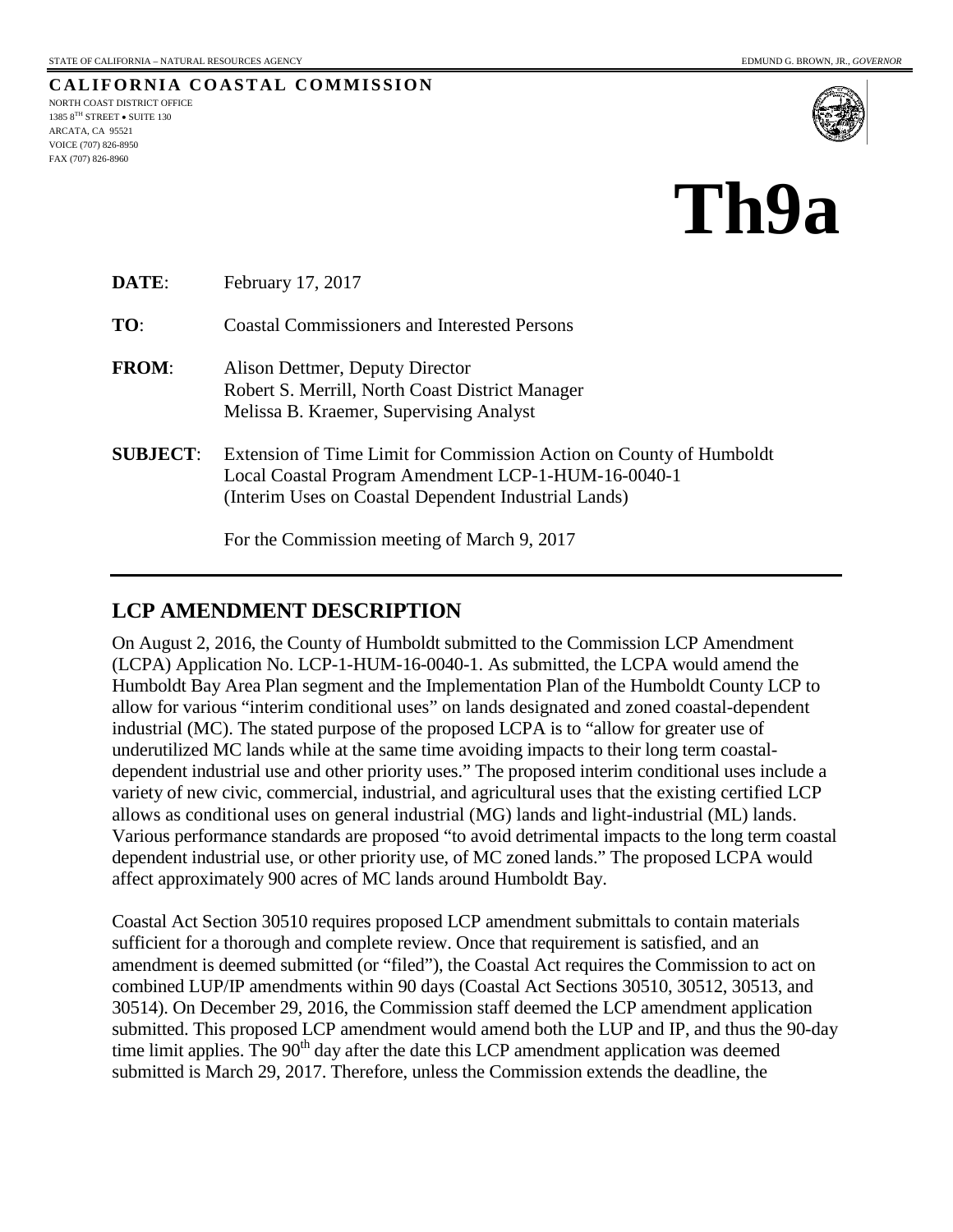STATE OF CALIFORNIA – NATURAL RESOURCES AGENCY EDMUND G. BROWN, JR., *GOVERNOR*

**CALIFORNIA COASTAL COMMISSION**

NORTH COAST DISTRICT OFFICE
1385 8TH STREET • SUITE 130
ARCATA, CA 95521
VOICE (707) 826-8950
FAX (707) 826-8960

# Th9a

**DATE**: February 17, 2017

**TO**: Coastal Commissioners and Interested Persons

**FROM**: Alison Dettmer, Deputy Director
Robert S. Merrill, North Coast District Manager
Melissa B. Kraemer, Supervising Analyst

**SUBJECT**: Extension of Time Limit for Commission Action on County of Humboldt Local Coastal Program Amendment LCP-1-HUM-16-0040-1 (Interim Uses on Coastal Dependent Industrial Lands)

For the Commission meeting of March 9, 2017

## LCP AMENDMENT DESCRIPTION

On August 2, 2016, the County of Humboldt submitted to the Commission LCP Amendment (LCPA) Application No. LCP-1-HUM-16-0040-1. As submitted, the LCPA would amend the Humboldt Bay Area Plan segment and the Implementation Plan of the Humboldt County LCP to allow for various "interim conditional uses" on lands designated and zoned coastal-dependent industrial (MC). The stated purpose of the proposed LCPA is to "allow for greater use of underutilized MC lands while at the same time avoiding impacts to their long term coastal-dependent industrial use and other priority uses." The proposed interim conditional uses include a variety of new civic, commercial, industrial, and agricultural uses that the existing certified LCP allows as conditional uses on general industrial (MG) lands and light-industrial (ML) lands. Various performance standards are proposed "to avoid detrimental impacts to the long term coastal dependent industrial use, or other priority use, of MC zoned lands." The proposed LCPA would affect approximately 900 acres of MC lands around Humboldt Bay.

Coastal Act Section 30510 requires proposed LCP amendment submittals to contain materials sufficient for a thorough and complete review. Once that requirement is satisfied, and an amendment is deemed submitted (or "filed"), the Coastal Act requires the Commission to act on combined LUP/IP amendments within 90 days (Coastal Act Sections 30510, 30512, 30513, and 30514). On December 29, 2016, the Commission staff deemed the LCP amendment application submitted. This proposed LCP amendment would amend both the LUP and IP, and thus the 90-day time limit applies. The 90th day after the date this LCP amendment application was deemed submitted is March 29, 2017. Therefore, unless the Commission extends the deadline, the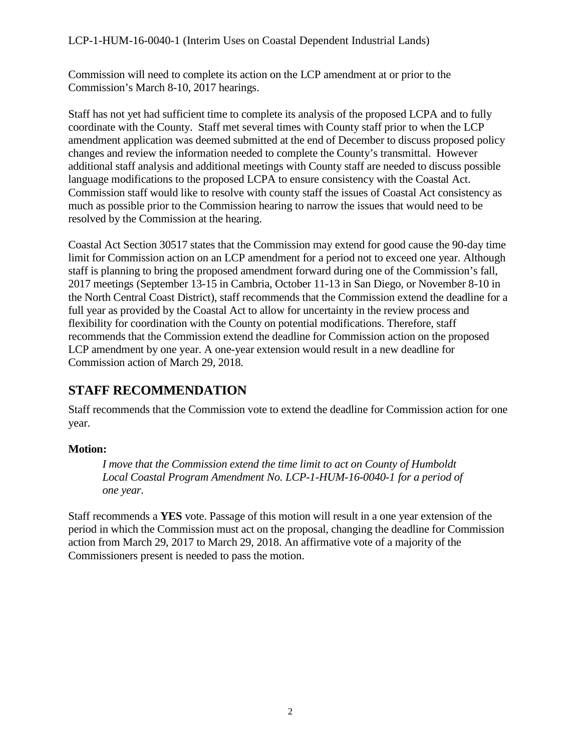Commission will need to complete its action on the LCP amendment at or prior to the Commission's March 8-10, 2017 hearings.

Staff has not yet had sufficient time to complete its analysis of the proposed LCPA and to fully coordinate with the County. Staff met several times with County staff prior to when the LCP amendment application was deemed submitted at the end of December to discuss proposed policy changes and review the information needed to complete the County's transmittal. However additional staff analysis and additional meetings with County staff are needed to discuss possible language modifications to the proposed LCPA to ensure consistency with the Coastal Act. Commission staff would like to resolve with county staff the issues of Coastal Act consistency as much as possible prior to the Commission hearing to narrow the issues that would need to be resolved by the Commission at the hearing.

Coastal Act Section 30517 states that the Commission may extend for good cause the 90-day time limit for Commission action on an LCP amendment for a period not to exceed one year. Although staff is planning to bring the proposed amendment forward during one of the Commission's fall, 2017 meetings (September 13-15 in Cambria, October 11-13 in San Diego, or November 8-10 in the North Central Coast District), staff recommends that the Commission extend the deadline for a full year as provided by the Coastal Act to allow for uncertainty in the review process and flexibility for coordination with the County on potential modifications. Therefore, staff recommends that the Commission extend the deadline for Commission action on the proposed LCP amendment by one year. A one-year extension would result in a new deadline for Commission action of March 29, 2018.

## STAFF RECOMMENDATION

Staff recommends that the Commission vote to extend the deadline for Commission action for one year.

**Motion:**

> *I move that the Commission extend the time limit to act on County of Humboldt Local Coastal Program Amendment No. LCP-1-HUM-16-0040-1 for a period of one year.*

Staff recommends a **YES** vote. Passage of this motion will result in a one year extension of the period in which the Commission must act on the proposal, changing the deadline for Commission action from March 29, 2017 to March 29, 2018. An affirmative vote of a majority of the Commissioners present is needed to pass the motion.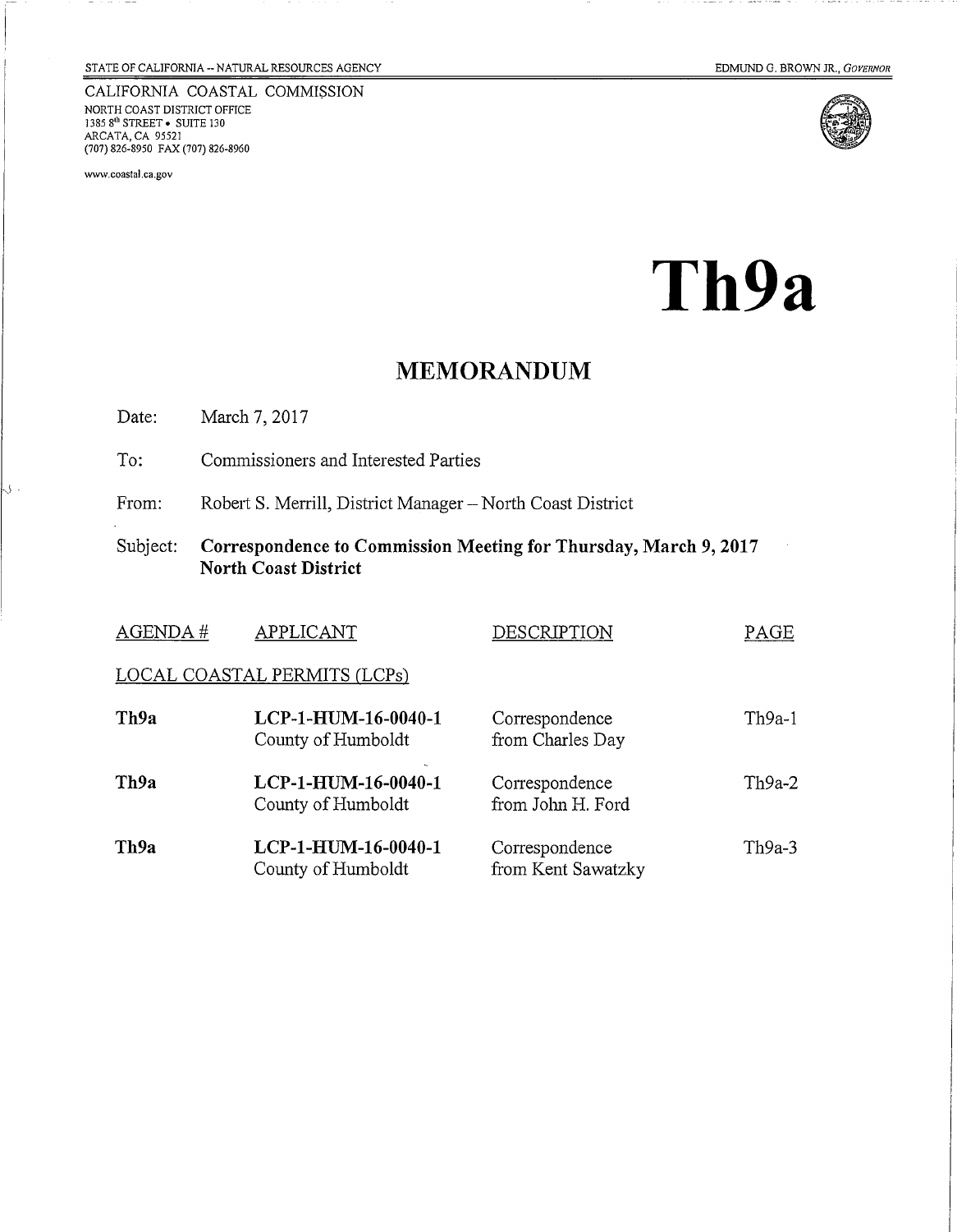STATE OF CALIFORNIA -- NATURAL RESOURCES AGENCY

EDMUND G. BROWN JR., *GOVERNOR*

CALIFORNIA COASTAL COMMISSION
NORTH COAST DISTRICT OFFICE
1385 8th STREET • SUITE 130
ARCATA, CA 95521
(707) 826-8950 FAX (707) 826-8960

www.coastal.ca.gov

# Th9a

## MEMORANDUM

Date: March 7, 2017

To: Commissioners and Interested Parties

From: Robert S. Merrill, District Manager – North Coast District

Subject: **Correspondence to Commission Meeting for Thursday, March 9, 2017 North Coast District**

| AGENDA # | APPLICANT | DESCRIPTION | PAGE |
| --- | --- | --- | --- |
| LOCAL COASTAL PERMITS (LCPs) | | | |
| **Th9a** | **LCP-1-HUM-16-0040-1** County of Humboldt | Correspondence from Charles Day | Th9a-1 |
| **Th9a** | **LCP-1-HUM-16-0040-1** County of Humboldt | Correspondence from John H. Ford | Th9a-2 |
| **Th9a** | **LCP-1-HUM-16-0040-1** County of Humboldt | Correspondence from Kent Sawatzky | Th9a-3 |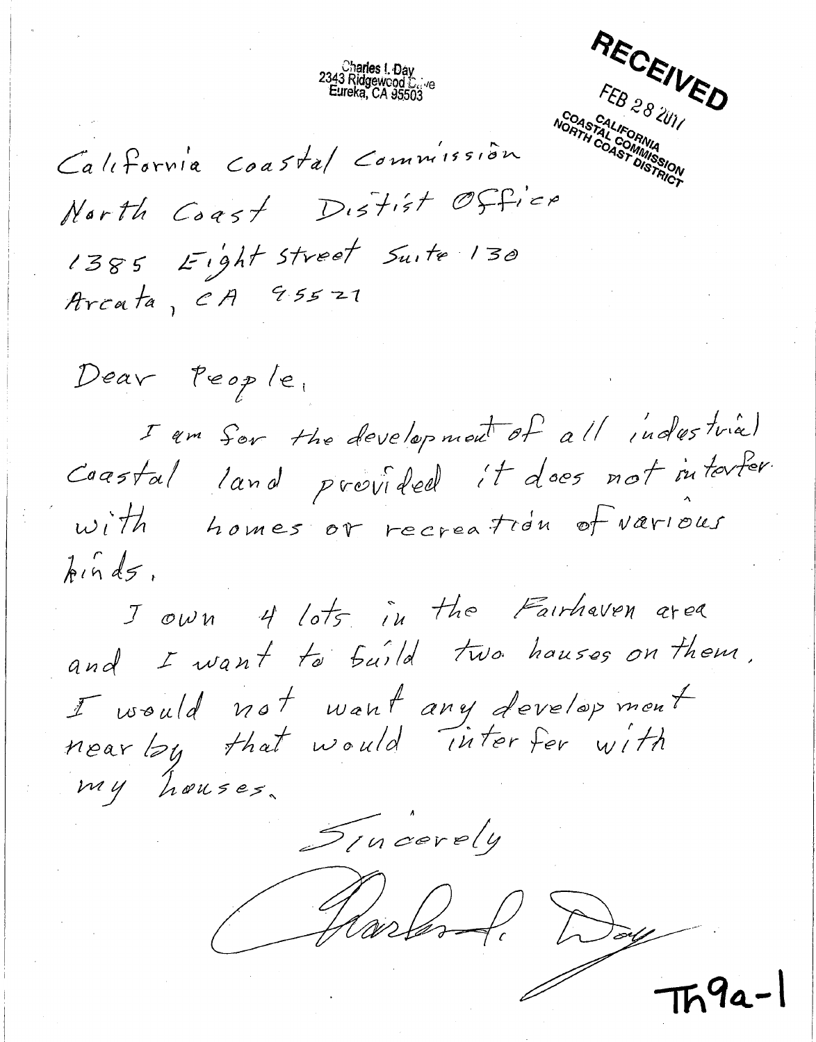Charles I. Day
2343 Ridgewood Drive
Eureka, CA 95503

RECEIVED
FEB 28 2011
CALIFORNIA
COASTAL COMMISSION
NORTH COAST DISTRICT

California Coastal Commission
North Coast Distist Office
1385 Eight Street Suite 130
Arcata, CA 95521

Dear People,

I am for the development of all industrial Coastal land provided it does not interfer with homes or recreation of various kinds.

I own 4 lots in the Fairhaven area and I want to build two houses on them. I would not want any development nearby that would interfer with my houses.

Sincerely

Charles I. Day

Th9a-1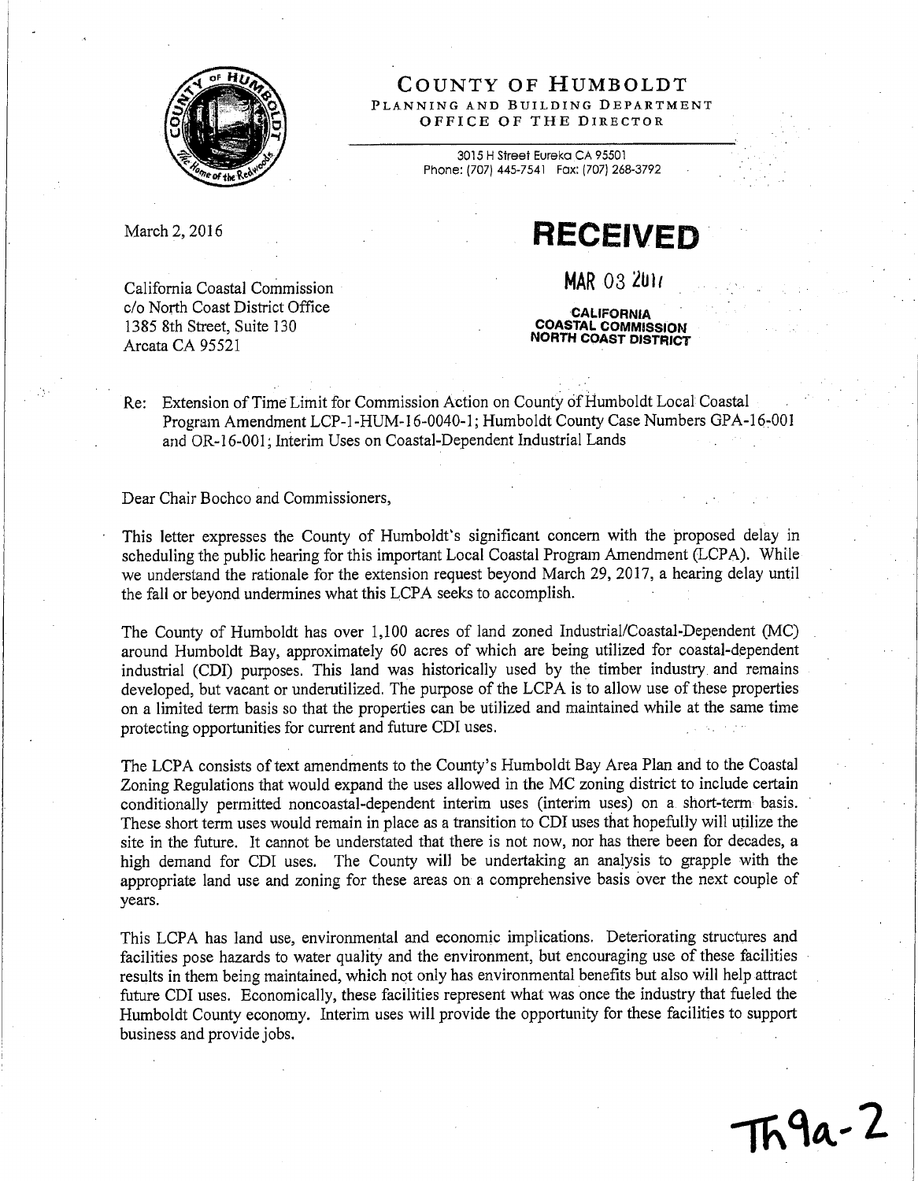# COUNTY OF HUMBOLDT

PLANNING AND BUILDING DEPARTMENT
OFFICE OF THE DIRECTOR

3015 H Street Eureka CA 95501
Phone: (707) 445-7541 Fax: (707) 268-3792

March 2, 2016

**RECEIVED**

**MAR 03 2017**

**CALIFORNIA COASTAL COMMISSION NORTH COAST DISTRICT**

California Coastal Commission
c/o North Coast District Office
1385 8th Street, Suite 130
Arcata CA 95521

Re: Extension of Time Limit for Commission Action on County of Humboldt Local Coastal Program Amendment LCP-1-HUM-16-0040-1; Humboldt County Case Numbers GPA-16-001 and OR-16-001; Interim Uses on Coastal-Dependent Industrial Lands

Dear Chair Bochco and Commissioners,

This letter expresses the County of Humboldt's significant concern with the proposed delay in scheduling the public hearing for this important Local Coastal Program Amendment (LCPA). While we understand the rationale for the extension request beyond March 29, 2017, a hearing delay until the fall or beyond undermines what this LCPA seeks to accomplish.

The County of Humboldt has over 1,100 acres of land zoned Industrial/Coastal-Dependent (MC) around Humboldt Bay, approximately 60 acres of which are being utilized for coastal-dependent industrial (CDI) purposes. This land was historically used by the timber industry and remains developed, but vacant or underutilized. The purpose of the LCPA is to allow use of these properties on a limited term basis so that the properties can be utilized and maintained while at the same time protecting opportunities for current and future CDI uses.

The LCPA consists of text amendments to the County's Humboldt Bay Area Plan and to the Coastal Zoning Regulations that would expand the uses allowed in the MC zoning district to include certain conditionally permitted noncoastal-dependent interim uses (interim uses) on a short-term basis. These short term uses would remain in place as a transition to CDI uses that hopefully will utilize the site in the future. It cannot be understated that there is not now, nor has there been for decades, a high demand for CDI uses. The County will be undertaking an analysis to grapple with the appropriate land use and zoning for these areas on a comprehensive basis over the next couple of years.

This LCPA has land use, environmental and economic implications. Deteriorating structures and facilities pose hazards to water quality and the environment, but encouraging use of these facilities results in them being maintained, which not only has environmental benefits but also will help attract future CDI uses. Economically, these facilities represent what was once the industry that fueled the Humboldt County economy. Interim uses will provide the opportunity for these facilities to support business and provide jobs.

Th9a-2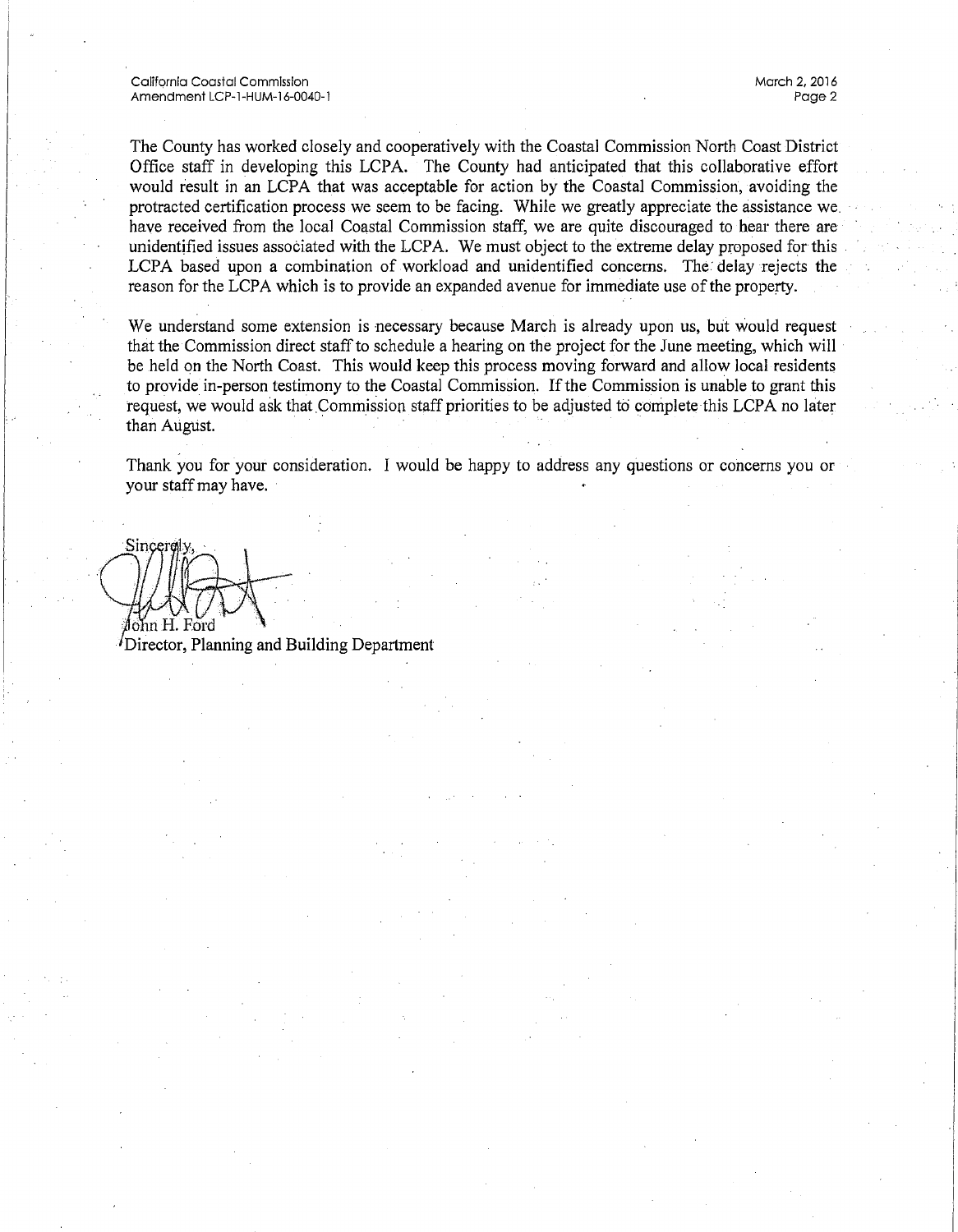The County has worked closely and cooperatively with the Coastal Commission North Coast District Office staff in developing this LCPA. The County had anticipated that this collaborative effort would result in an LCPA that was acceptable for action by the Coastal Commission, avoiding the protracted certification process we seem to be facing. While we greatly appreciate the assistance we have received from the local Coastal Commission staff, we are quite discouraged to hear there are unidentified issues associated with the LCPA. We must object to the extreme delay proposed for this LCPA based upon a combination of workload and unidentified concerns. The delay rejects the reason for the LCPA which is to provide an expanded avenue for immediate use of the property.

We understand some extension is necessary because March is already upon us, but would request that the Commission direct staff to schedule a hearing on the project for the June meeting, which will be held on the North Coast. This would keep this process moving forward and allow local residents to provide in-person testimony to the Coastal Commission. If the Commission is unable to grant this request, we would ask that Commission staff priorities to be adjusted to complete this LCPA no later than August.

Thank you for your consideration. I would be happy to address any questions or concerns you or your staff may have.

Sincerely,

John H. Ford
Director, Planning and Building Department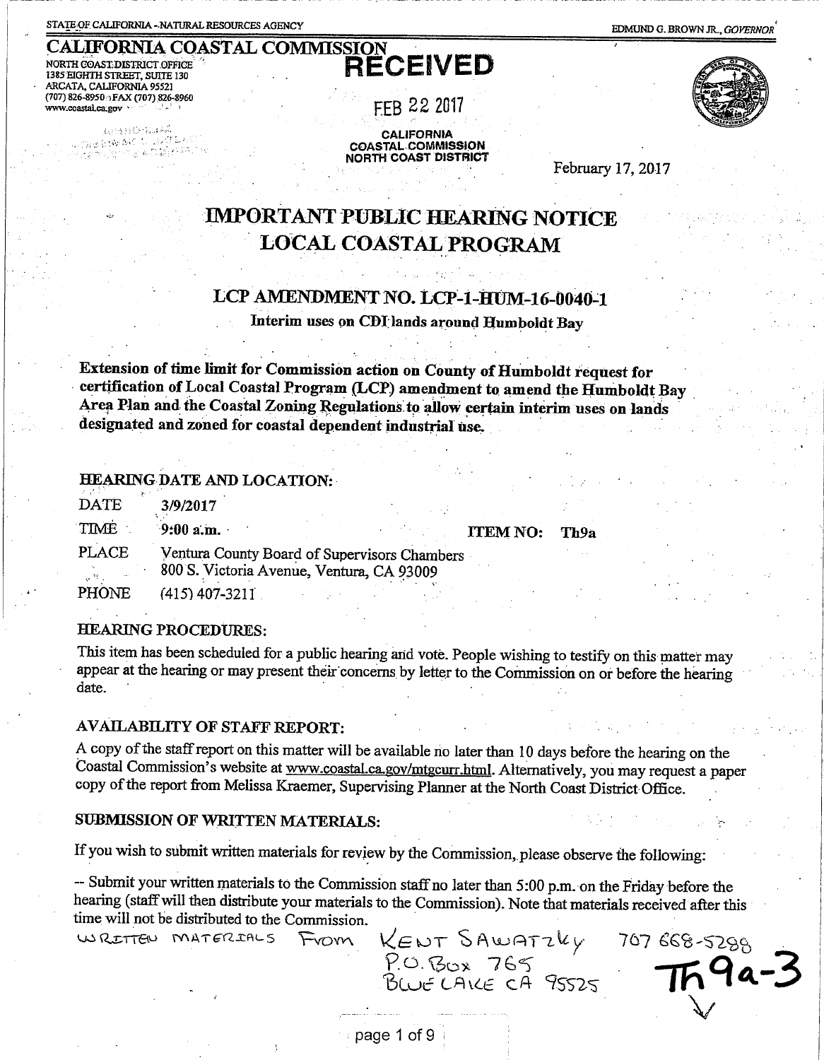STATE OF CALIFORNIA - NATURAL RESOURCES AGENCY

EDMUND G. BROWN JR., *GOVERNOR*

**CALIFORNIA COASTAL COMMISSION**

NORTH COAST DISTRICT OFFICE
1385 EIGHTH STREET, SUITE 130
ARCATA, CALIFORNIA 95521
(707) 826-8950 FAX (707) 826-8960
www.coastal.ca.gov

**RECEIVED**

FEB 22 2017

**CALIFORNIA COASTAL COMMISSION NORTH COAST DISTRICT**

February 17, 2017

# IMPORTANT PUBLIC HEARING NOTICE LOCAL COASTAL PROGRAM

## LCP AMENDMENT NO. LCP-1-HUM-16-0040-1

**Interim uses on CDI lands around Humboldt Bay**

**Extension of time limit for Commission action on County of Humboldt request for certification of Local Coastal Program (LCP) amendment to amend the Humboldt Bay Area Plan and the Coastal Zoning Regulations to allow certain interim uses on lands designated and zoned for coastal dependent industrial use.**

### HEARING DATE AND LOCATION:

| | | | |
|---|---|---|---|
| DATE | 3/9/2017 | | |
| TIME | 9:00 a.m. | ITEM NO: | Th9a |
| PLACE | Ventura County Board of Supervisors Chambers<br>800 S. Victoria Avenue, Ventura, CA 93009 | | |
| PHONE | (415) 407-3211 | | |

### HEARING PROCEDURES:

This item has been scheduled for a public hearing and vote. People wishing to testify on this matter may appear at the hearing or may present their concerns by letter to the Commission on or before the hearing date.

### AVAILABILITY OF STAFF REPORT:

A copy of the staff report on this matter will be available no later than 10 days before the hearing on the Coastal Commission's website at www.coastal.ca.gov/mtgcurr.html. Alternatively, you may request a paper copy of the report from Melissa Kraemer, Supervising Planner at the North Coast District Office.

### SUBMISSION OF WRITTEN MATERIALS:

If you wish to submit written materials for review by the Commission, please observe the following:

-- Submit your written materials to the Commission staff no later than 5:00 p.m. on the Friday before the hearing (staff will then distribute your materials to the Commission). Note that materials received after this time will not be distributed to the Commission.

WRITTEN MATERIALS FROM KENT SAWATZKY 707 668-5288
P.O. BOX 765
BLUE LAKE CA 95525

Th9a-3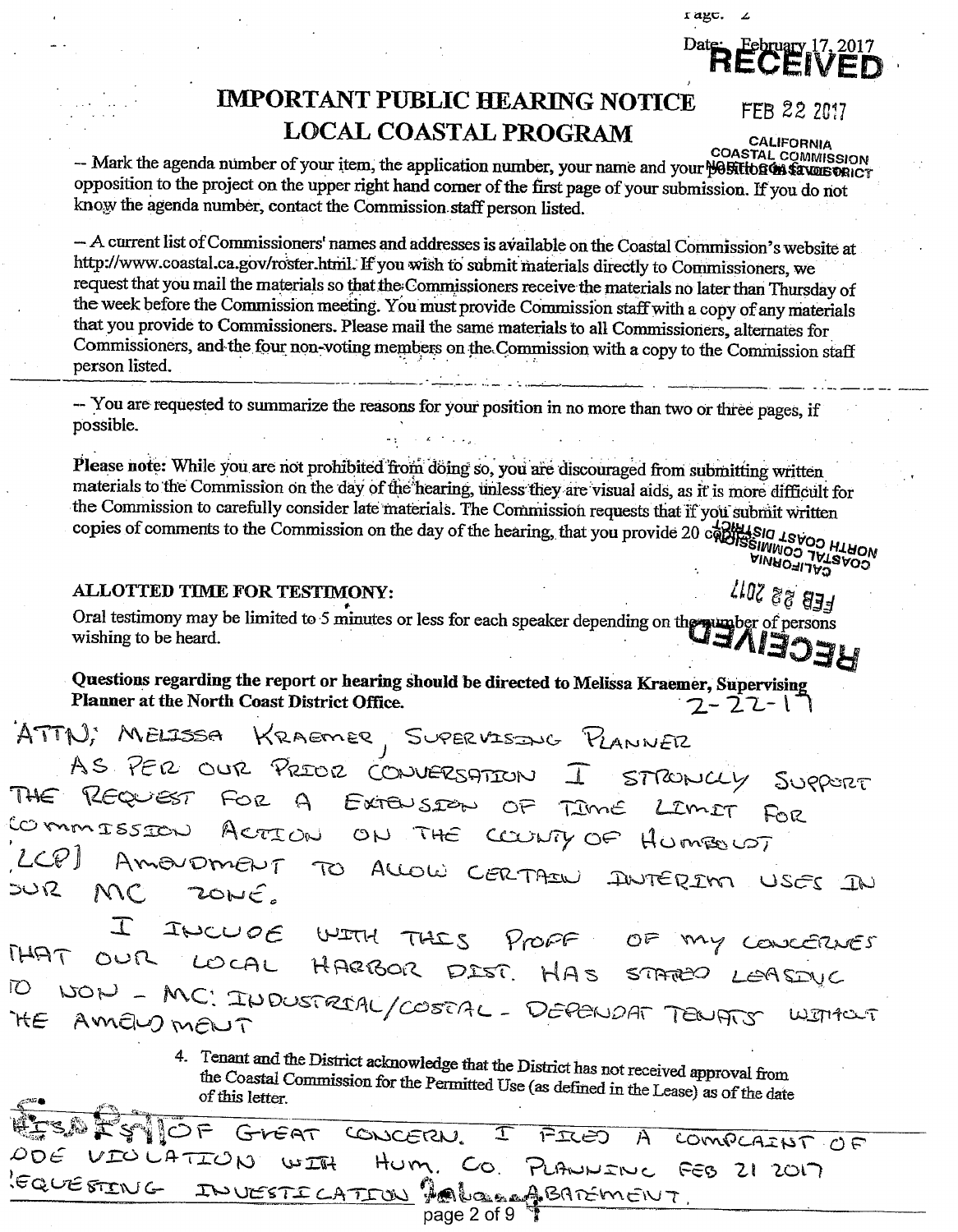Date: February 17, 2017

**RECEIVED**

FEB 22 2017

CALIFORNIA COASTAL COMMISSION NORTH COAST DISTRICT

# IMPORTANT PUBLIC HEARING NOTICE

# LOCAL COASTAL PROGRAM

-- Mark the agenda number of your item, the application number, your name and your position in favor or opposition to the project on the upper right hand corner of the first page of your submission. If you do not know the agenda number, contact the Commission staff person listed.

-- A current list of Commissioners' names and addresses is available on the Coastal Commission's website at http://www.coastal.ca.gov/roster.html. If you wish to submit materials directly to Commissioners, we request that you mail the materials so that the Commissioners receive the materials no later than Thursday of the week before the Commission meeting. You must provide Commission staff with a copy of any materials that you provide to Commissioners. Please mail the same materials to all Commissioners, alternates for Commissioners, and the four non-voting members on the Commission with a copy to the Commission staff person listed.

-- You are requested to summarize the reasons for your position in no more than two or three pages, if possible.

**Please note:** While you are not prohibited from doing so, you are discouraged from submitting written materials to the Commission on the day of the hearing, unless they are visual aids, as it is more difficult for the Commission to carefully consider late materials. The Commission requests that if you submit written copies of comments to the Commission on the day of the hearing, that you provide 20 copies.

**ALLOTTED TIME FOR TESTIMONY:**

Oral testimony may be limited to 5 minutes or less for each speaker depending on the number of persons wishing to be heard.

**Questions regarding the report or hearing should be directed to Melissa Kraemer, Supervising Planner at the North Coast District Office.**

2-22-17

ATTN; MELISSA KRAEMER, SUPERVISING PLANNER

AS PER OUR PRIOR CONVERSATION I STRONGLY SUPPORT THE REQUEST FOR A EXTENSION OF TIME LIMIT FOR COMMISSION ACTION ON THE COUNTY OF HUMBOLT [LCP] AMENDMENT TO ALLOW CERTAIN INTERIM USES IN OUR MC ZONE.

I INCLUDE WITH THIS PROFF OF MY CONCERNES THAT OUR LOCAL HARBOR DIST. HAS STARTED LEASING TO NON - MC: INDUSTRIAL/COSTAL - DEPENDANT TENANTS WITHOUT THE AMENDMENT

4. Tenant and the District acknowledge that the District has not received approval from the Coastal Commission for the Permitted Use (as defined in the Lease) as of the date of this letter.

THIS IS OF GREAT CONCERN. I FILED A COMPLAINT OF CODE VIOLATION WITH HUM. CO. PLANNING FEB 21 2017 REQUESTING INVESTIGATION AND ABATEMENT.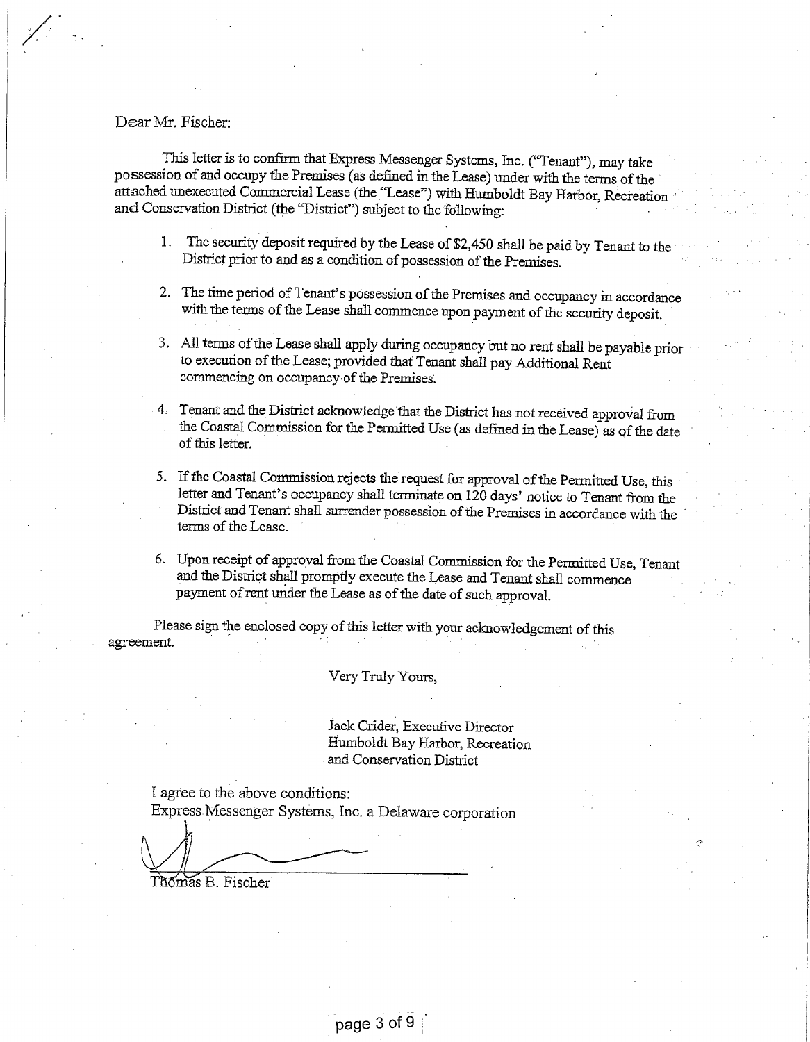Dear Mr. Fischer:

This letter is to confirm that Express Messenger Systems, Inc. ("Tenant"), may take possession of and occupy the Premises (as defined in the Lease) under with the terms of the attached unexecuted Commercial Lease (the "Lease") with Humboldt Bay Harbor, Recreation and Conservation District (the "District") subject to the following:

1. The security deposit required by the Lease of $2,450 shall be paid by Tenant to the District prior to and as a condition of possession of the Premises.

2. The time period of Tenant's possession of the Premises and occupancy in accordance with the terms of the Lease shall commence upon payment of the security deposit.

3. All terms of the Lease shall apply during occupancy but no rent shall be payable prior to execution of the Lease; provided that Tenant shall pay Additional Rent commencing on occupancy of the Premises.

4. Tenant and the District acknowledge that the District has not received approval from the Coastal Commission for the Permitted Use (as defined in the Lease) as of the date of this letter.

5. If the Coastal Commission rejects the request for approval of the Permitted Use, this letter and Tenant's occupancy shall terminate on 120 days' notice to Tenant from the District and Tenant shall surrender possession of the Premises in accordance with the terms of the Lease.

6. Upon receipt of approval from the Coastal Commission for the Permitted Use, Tenant and the District shall promptly execute the Lease and Tenant shall commence payment of rent under the Lease as of the date of such approval.

Please sign the enclosed copy of this letter with your acknowledgement of this agreement.

Very Truly Yours,

Jack Crider, Executive Director
Humboldt Bay Harbor, Recreation
and Conservation District

I agree to the above conditions:
Express Messenger Systems, Inc. a Delaware corporation

Thomas B. Fischer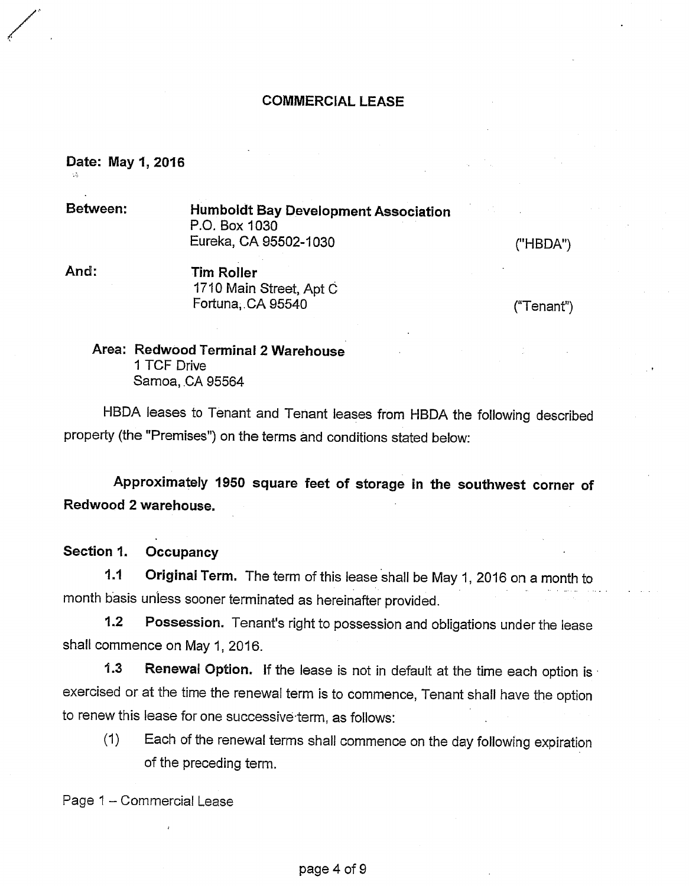# COMMERCIAL LEASE

**Date: May 1, 2016**

**Between:** **Humboldt Bay Development Association**
P.O. Box 1030
Eureka, CA 95502-1030 ("HBDA")

**And:** **Tim Roller**
1710 Main Street, Apt C
Fortuna, CA 95540 ("Tenant")

**Area: Redwood Terminal 2 Warehouse**
1 TCF Drive
Samoa, CA 95564

HBDA leases to Tenant and Tenant leases from HBDA the following described property (the "Premises") on the terms and conditions stated below:

**Approximately 1950 square feet of storage in the southwest corner of Redwood 2 warehouse.**

## Section 1. Occupancy

**1.1 Original Term.** The term of this lease shall be May 1, 2016 on a month to month basis unless sooner terminated as hereinafter provided.

**1.2 Possession.** Tenant's right to possession and obligations under the lease shall commence on May 1, 2016.

**1.3 Renewal Option.** If the lease is not in default at the time each option is exercised or at the time the renewal term is to commence, Tenant shall have the option to renew this lease for one successive term, as follows:

(1) Each of the renewal terms shall commence on the day following expiration of the preceding term.

Page 1 – Commercial Lease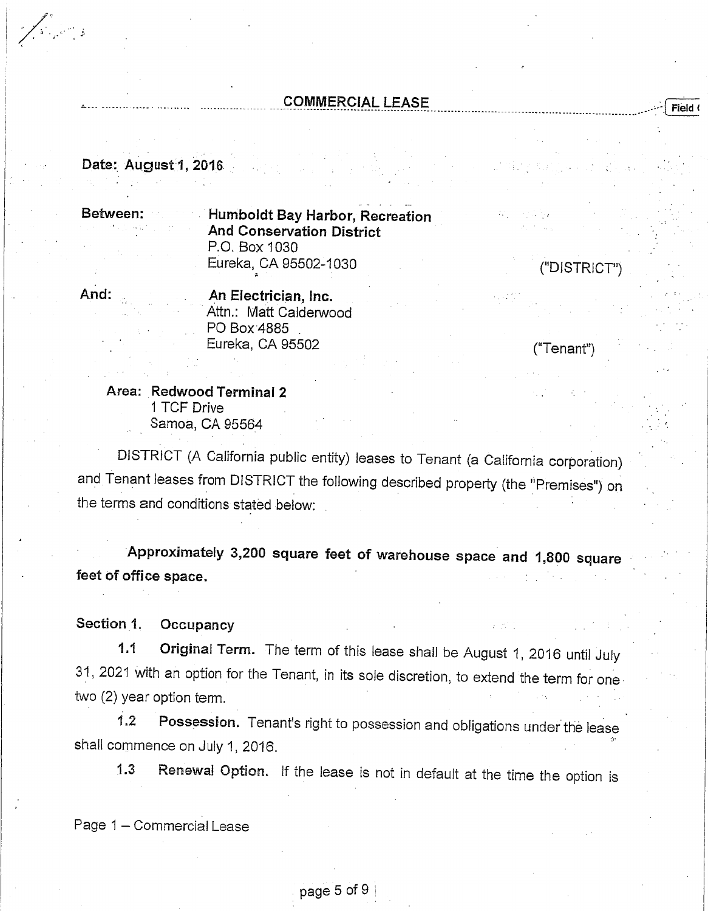# COMMERCIAL LEASE

**Date: August 1, 2016**

| | | |
|---|---|---|
| **Between:** | **Humboldt Bay Harbor, Recreation And Conservation District**<br>P.O. Box 1030<br>Eureka, CA 95502-1030 | ("DISTRICT") |
| **And:** | **An Electrician, Inc.**<br>Attn.: Matt Calderwood<br>PO Box 4885<br>Eureka, CA 95502 | ("Tenant") |

**Area: Redwood Terminal 2**
1 TCF Drive
Samoa, CA 95564

DISTRICT (A California public entity) leases to Tenant (a California corporation) and Tenant leases from DISTRICT the following described property (the "Premises") on the terms and conditions stated below:

**Approximately 3,200 square feet of warehouse space and 1,800 square feet of office space.**

**Section 1. Occupancy**

**1.1 Original Term.** The term of this lease shall be August 1, 2016 until July 31, 2021 with an option for the Tenant, in its sole discretion, to extend the term for one two (2) year option term.

**1.2 Possession.** Tenant's right to possession and obligations under the lease shall commence on July 1, 2016.

**1.3 Renewal Option.** If the lease is not in default at the time the option is

Page 1 – Commercial Lease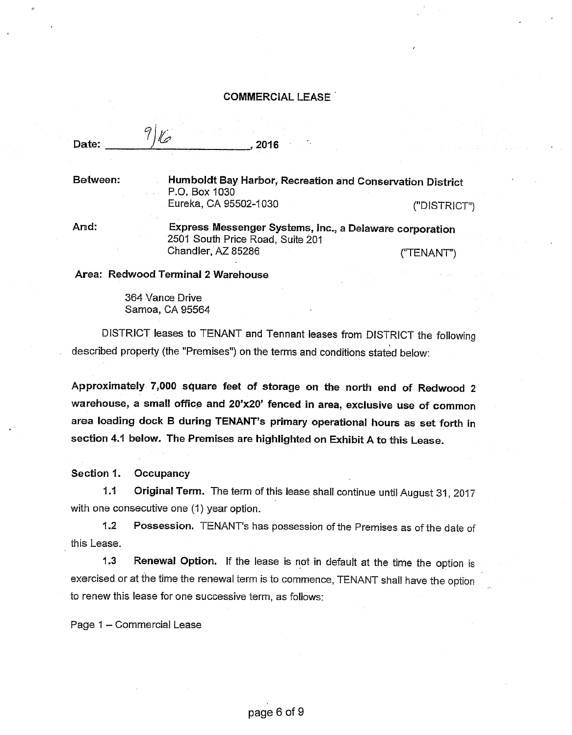# COMMERCIAL LEASE

Date: 9/16, 2016

Between: **Humboldt Bay Harbor, Recreation and Conservation District**
P.O. Box 1030
Eureka, CA 95502-1030 ("DISTRICT")

And: **Express Messenger Systems, Inc., a Delaware corporation**
2501 South Price Road, Suite 201
Chandler, AZ 85286 ("TENANT")

**Area: Redwood Terminal 2 Warehouse**

364 Vance Drive
Samoa, CA 95564

DISTRICT leases to TENANT and Tennant leases from DISTRICT the following described property (the "Premises") on the terms and conditions stated below:

**Approximately 7,000 square feet of storage on the north end of Redwood 2 warehouse, a small office and 20'x20' fenced in area, exclusive use of common area loading dock B during TENANT's primary operational hours as set forth in section 4.1 below. The Premises are highlighted on Exhibit A to this Lease.**

**Section 1. Occupancy**

**1.1 Original Term.** The term of this lease shall continue until August 31, 2017 with one consecutive one (1) year option.

**1.2 Possession.** TENANT's has possession of the Premises as of the date of this Lease.

**1.3 Renewal Option.** If the lease is not in default at the time the option is exercised or at the time the renewal term is to commence, TENANT shall have the option to renew this lease for one successive term, as follows:

Page 1 – Commercial Lease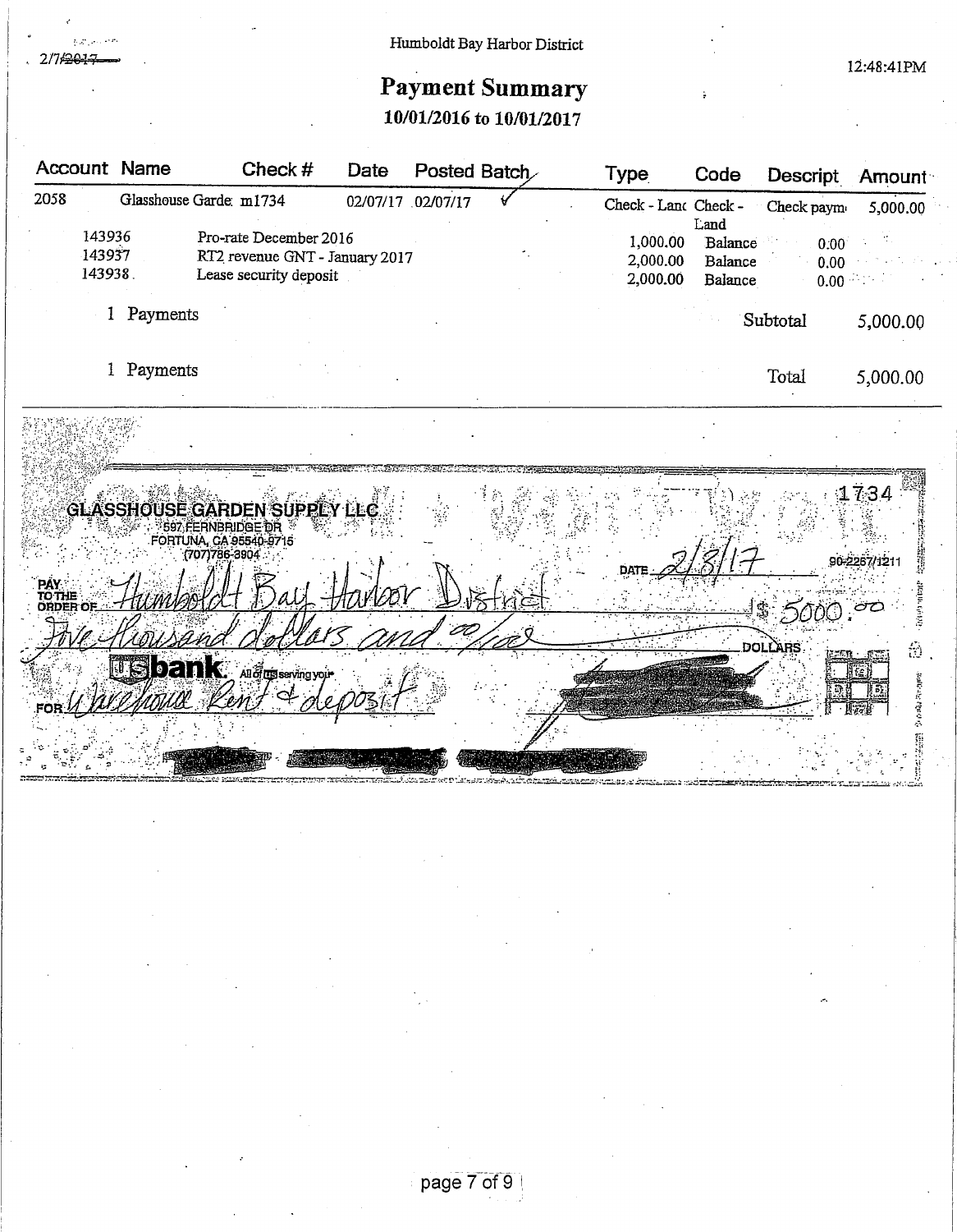2/7/~~2017~~

Humboldt Bay Harbor District

12:48:41PM

# Payment Summary

## 10/01/2016 to 10/01/2017

| Account | Name | Check # | Date | Posted | Batch | Type | Code | Descript | Amount |
|---|---|---|---|---|---|---|---|---|---|
| 2058 | Glasshouse Garde | m1734 | 02/07/17 | 02/07/17 | ✓ | Check - Lan | Check - Land | Check paym | 5,000.00 |
| 143936 | Pro-rate December 2016 | | | | | 1,000.00 | Balance | 0.00 | |
| 143937 | RT2 revenue GNT - January 2017 | | | | | 2,000.00 | Balance | 0.00 | |
| 143938 | Lease security deposit | | | | | 2,000.00 | Balance | 0.00 | |
| 1 Payments | | | | | | | | Subtotal | 5,000.00 |
| 1 Payments | | | | | | | | Total | 5,000.00 |

---

**GLASSHOUSE GARDEN SUPPLY LLC**
597 FERNBRIDGE DR
FORTUNA, CA 95540-9715
(707)786-3904

1734

90-2267/1211

DATE 2/8/17

PAY TO THE ORDER OF Humboldt Bay Harbor District $ 5000.00

Five thousand dollars and 00/100 DOLLARS

usbank. All of us serving you

FOR Warehouse Rent & deposit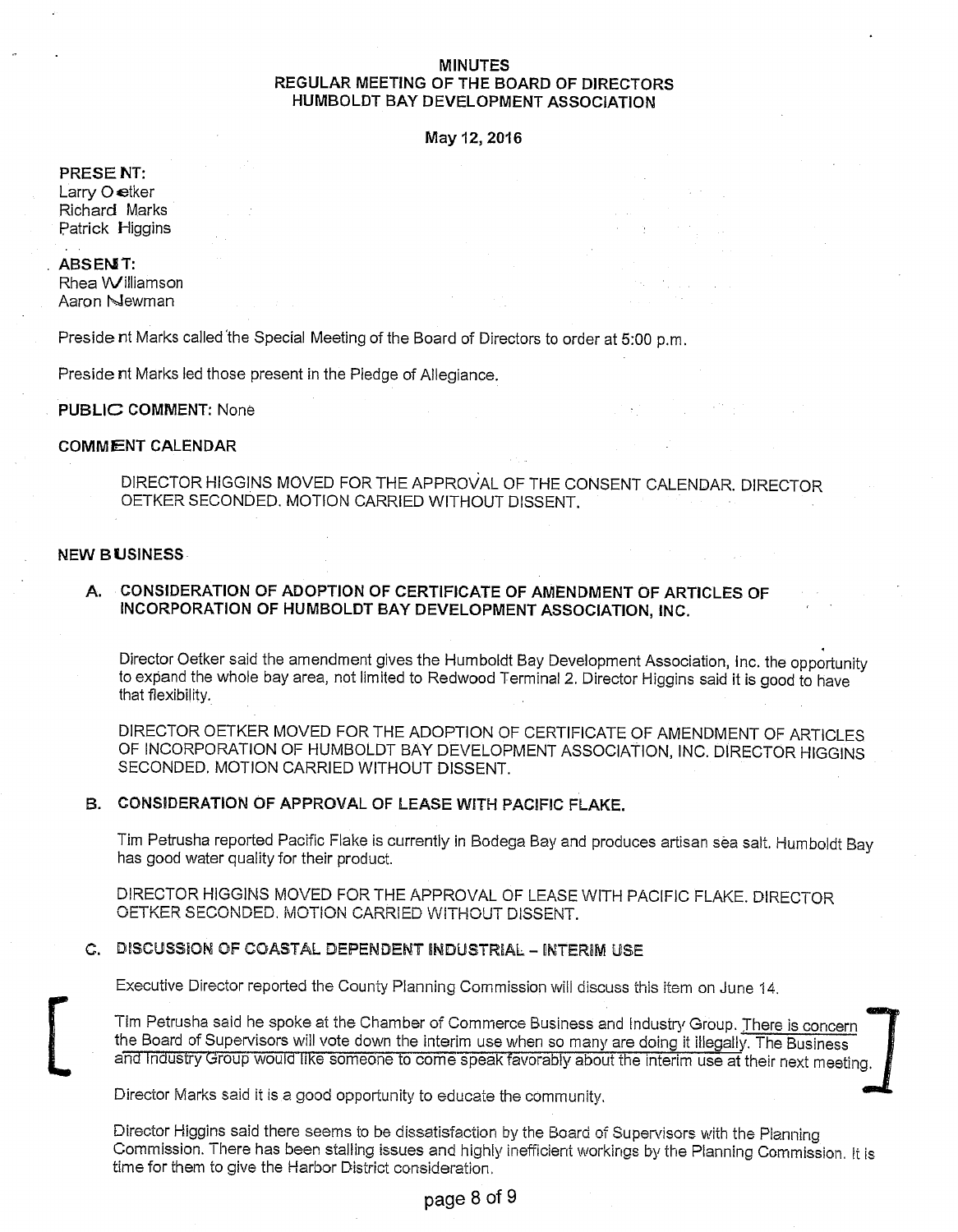**MINUTES**
**REGULAR MEETING OF THE BOARD OF DIRECTORS**
**HUMBOLDT BAY DEVELOPMENT ASSOCIATION**

**May 12, 2016**

**PRESENT:**
Larry Oetker
Richard Marks
Patrick Higgins

**ABSENT:**
Rhea Williamson
Aaron Newman

President Marks called the Special Meeting of the Board of Directors to order at 5:00 p.m.

President Marks led those present in the Pledge of Allegiance.

**PUBLIC COMMENT:** None

**COMMENT CALENDAR**

DIRECTOR HIGGINS MOVED FOR THE APPROVAL OF THE CONSENT CALENDAR. DIRECTOR OETKER SECONDED. MOTION CARRIED WITHOUT DISSENT.

**NEW BUSINESS**

**A. CONSIDERATION OF ADOPTION OF CERTIFICATE OF AMENDMENT OF ARTICLES OF INCORPORATION OF HUMBOLDT BAY DEVELOPMENT ASSOCIATION, INC.**

Director Oetker said the amendment gives the Humboldt Bay Development Association, Inc. the opportunity to expand the whole bay area, not limited to Redwood Terminal 2. Director Higgins said it is good to have that flexibility.

DIRECTOR OETKER MOVED FOR THE ADOPTION OF CERTIFICATE OF AMENDMENT OF ARTICLES OF INCORPORATION OF HUMBOLDT BAY DEVELOPMENT ASSOCIATION, INC. DIRECTOR HIGGINS SECONDED. MOTION CARRIED WITHOUT DISSENT.

**B. CONSIDERATION OF APPROVAL OF LEASE WITH PACIFIC FLAKE.**

Tim Petrusha reported Pacific Flake is currently in Bodega Bay and produces artisan sea salt. Humboldt Bay has good water quality for their product.

DIRECTOR HIGGINS MOVED FOR THE APPROVAL OF LEASE WITH PACIFIC FLAKE. DIRECTOR OETKER SECONDED. MOTION CARRIED WITHOUT DISSENT.

**C. DISCUSSION OF COASTAL DEPENDENT INDUSTRIAL – INTERIM USE**

Executive Director reported the County Planning Commission will discuss this item on June 14.

Tim Petrusha said he spoke at the Chamber of Commerce Business and Industry Group. There is concern the Board of Supervisors will vote down the interim use when so many are doing it illegally. The Business and Industry Group would like someone to come speak favorably about the interim use at their next meeting.

Director Marks said it is a good opportunity to educate the community.

Director Higgins said there seems to be dissatisfaction by the Board of Supervisors with the Planning Commission. There has been stalling issues and highly inefficient workings by the Planning Commission. It is time for them to give the Harbor District consideration.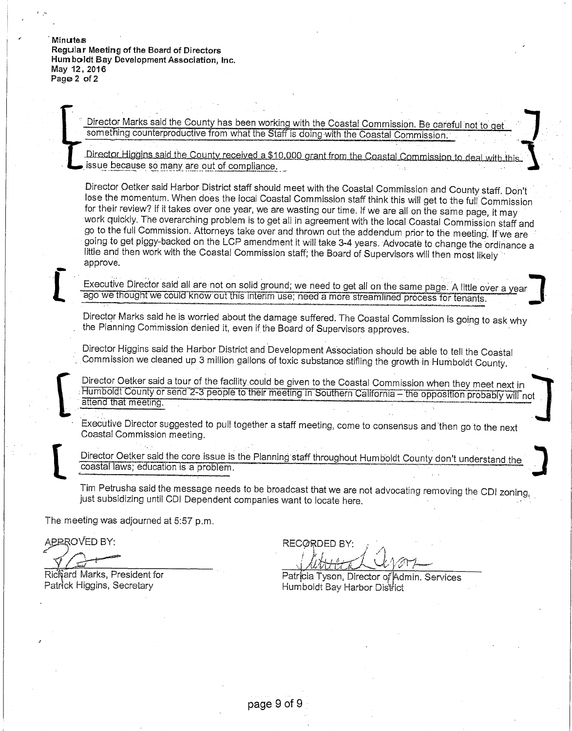Minutes
Regular Meeting of the Board of Directors
Humboldt Bay Development Association, Inc.
May 12, 2016
Page 2 of 2

Director Marks said the County has been working with the Coastal Commission. Be careful not to get something counterproductive from what the Staff is doing with the Coastal Commission.

Director Higgins said the County received a $10,000 grant from the Coastal Commission to deal with this issue because so many are out of compliance.

Director Oetker said Harbor District staff should meet with the Coastal Commission and County staff. Don't lose the momentum. When does the local Coastal Commission staff think this will get to the full Commission for their review? If it takes over one year, we are wasting our time. If we are all on the same page, it may work quickly. The overarching problem is to get all in agreement with the local Coastal Commission staff and go to the full Commission. Attorneys take over and thrown out the addendum prior to the meeting. If we are going to get piggy-backed on the LCP amendment it will take 3-4 years. Advocate to change the ordinance a little and then work with the Coastal Commission staff; the Board of Supervisors will then most likely approve.

Executive Director said all are not on solid ground; we need to get all on the same page. A little over a year ago we thought we could know out this interim use; need a more streamlined process for tenants.

Director Marks said he is worried about the damage suffered. The Coastal Commission is going to ask why the Planning Commission denied it, even if the Board of Supervisors approves.

Director Higgins said the Harbor District and Development Association should be able to tell the Coastal Commission we cleaned up 3 million gallons of toxic substance stifling the growth in Humboldt County.

Director Oetker said a tour of the facility could be given to the Coastal Commission when they meet next in Humboldt County or send 2-3 people to their meeting in Southern California – the opposition probably will not attend that meeting.

Executive Director suggested to pull together a staff meeting, come to consensus and then go to the next Coastal Commission meeting.

Director Oetker said the core issue is the Planning staff throughout Humboldt County don't understand the coastal laws; education is a problem.

Tim Petrusha said the message needs to be broadcast that we are not advocating removing the CDI zoning, just subsidizing until CDI Dependent companies want to locate here.

The meeting was adjourned at 5:57 p.m.

APPROVED BY:

Richard Marks, President for
Patrick Higgins, Secretary

RECORDED BY:

Patricia Tyson, Director of Admin. Services
Humboldt Bay Harbor District